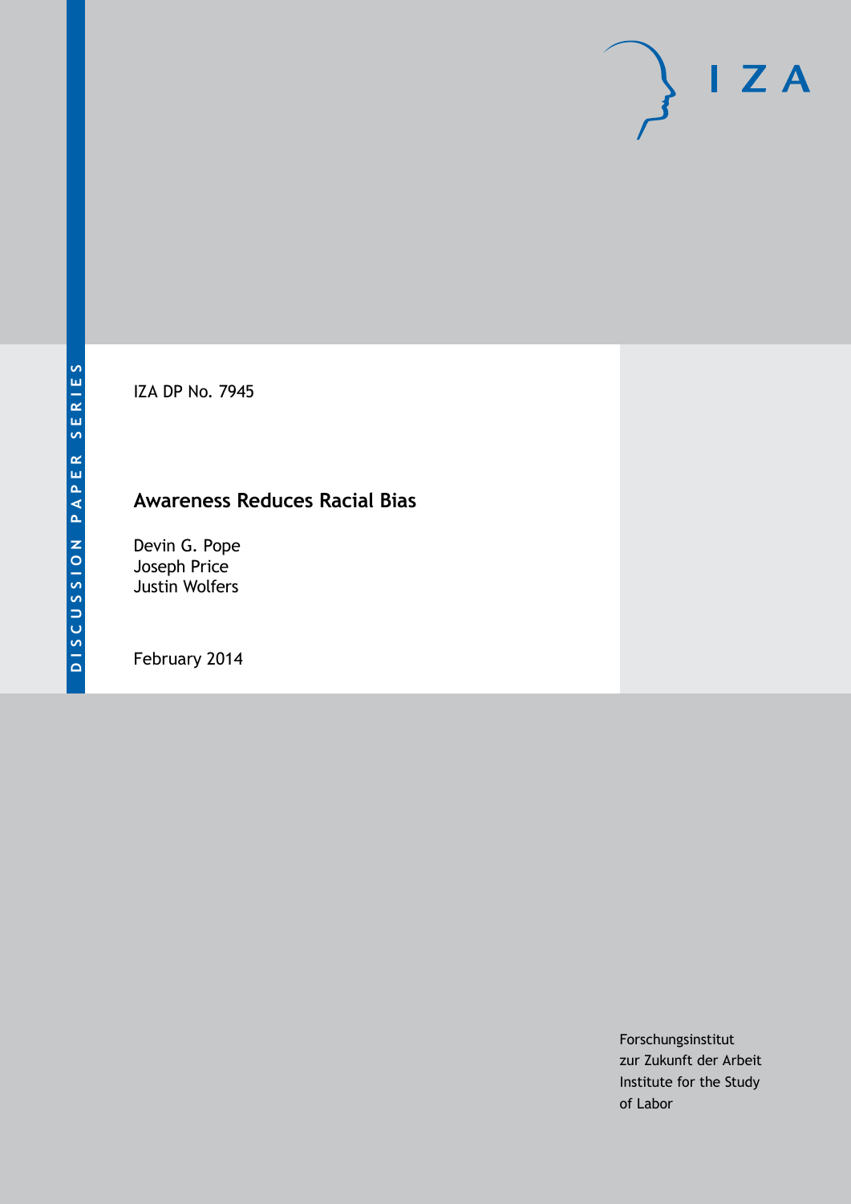DISCUSSION PAPER SERIES

IZA DP No. 7945

# Awareness Reduces Racial Bias

Devin G. Pope
Joseph Price
Justin Wolfers

February 2014

Forschungsinstitut
zur Zukunft der Arbeit
Institute for the Study
of Labor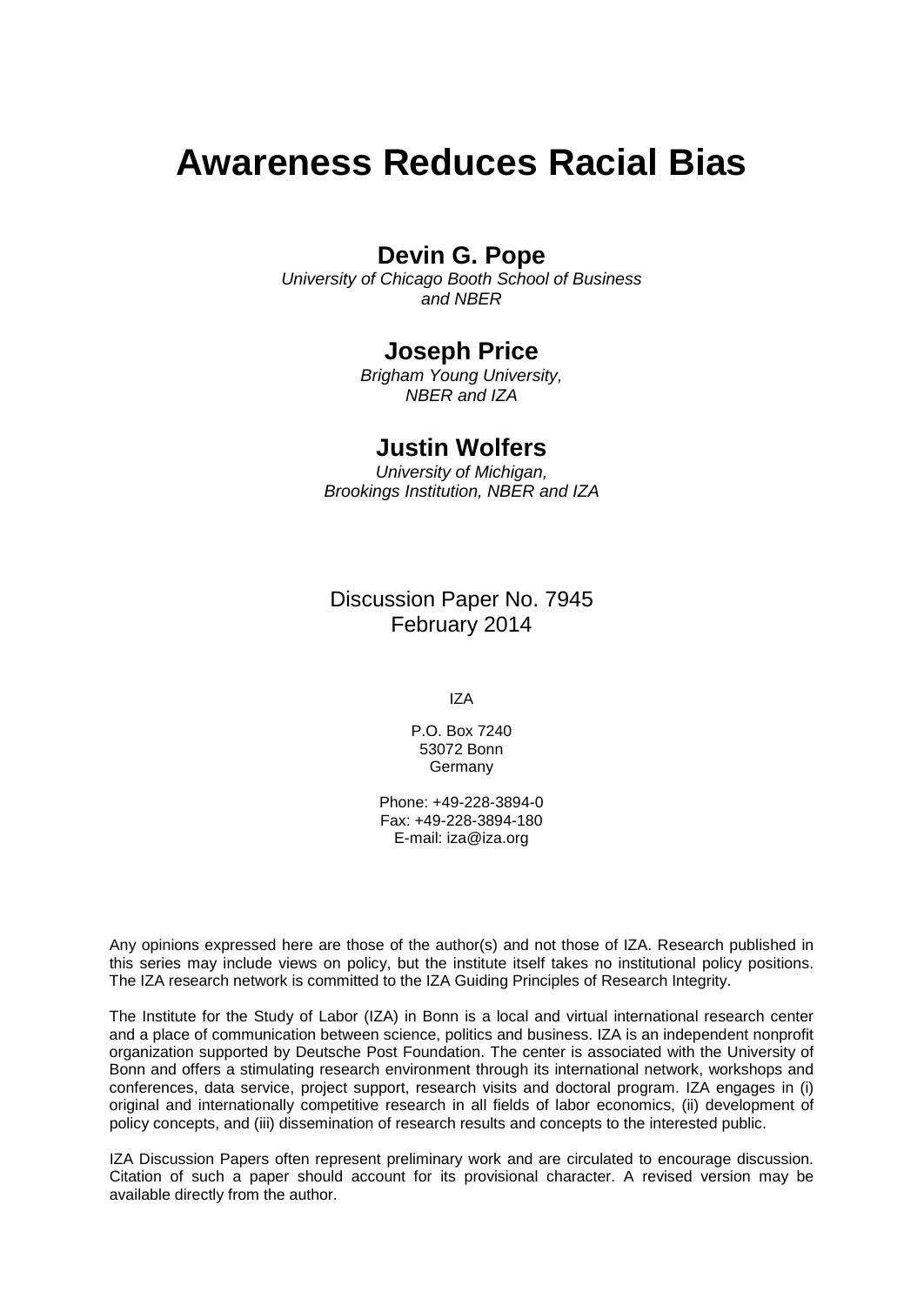# Awareness Reduces Racial Bias

## Devin G. Pope

*University of Chicago Booth School of Business and NBER*

## Joseph Price

*Brigham Young University, NBER and IZA*

## Justin Wolfers

*University of Michigan, Brookings Institution, NBER and IZA*

Discussion Paper No. 7945
February 2014

IZA

P.O. Box 7240
53072 Bonn
Germany

Phone: +49-228-3894-0
Fax: +49-228-3894-180
E-mail: iza@iza.org

Any opinions expressed here are those of the author(s) and not those of IZA. Research published in this series may include views on policy, but the institute itself takes no institutional policy positions. The IZA research network is committed to the IZA Guiding Principles of Research Integrity.

The Institute for the Study of Labor (IZA) in Bonn is a local and virtual international research center and a place of communication between science, politics and business. IZA is an independent nonprofit organization supported by Deutsche Post Foundation. The center is associated with the University of Bonn and offers a stimulating research environment through its international network, workshops and conferences, data service, project support, research visits and doctoral program. IZA engages in (i) original and internationally competitive research in all fields of labor economics, (ii) development of policy concepts, and (iii) dissemination of research results and concepts to the interested public.

IZA Discussion Papers often represent preliminary work and are circulated to encourage discussion. Citation of such a paper should account for its provisional character. A revised version may be available directly from the author.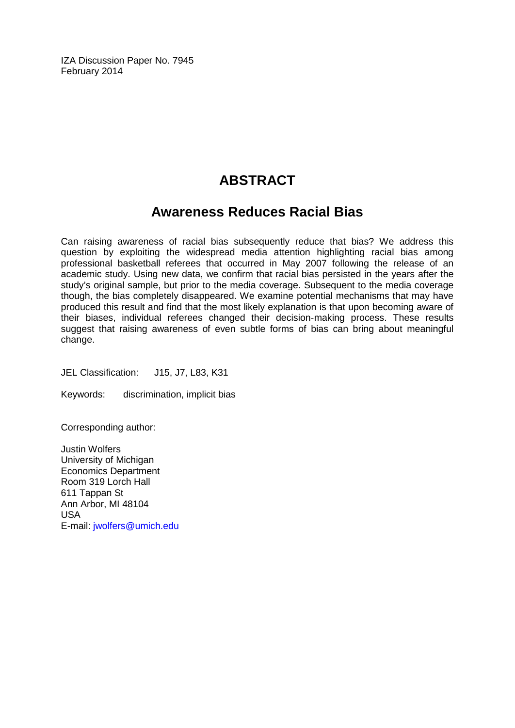IZA Discussion Paper No. 7945
February 2014

# ABSTRACT

## Awareness Reduces Racial Bias

Can raising awareness of racial bias subsequently reduce that bias? We address this question by exploiting the widespread media attention highlighting racial bias among professional basketball referees that occurred in May 2007 following the release of an academic study. Using new data, we confirm that racial bias persisted in the years after the study's original sample, but prior to the media coverage. Subsequent to the media coverage though, the bias completely disappeared. We examine potential mechanisms that may have produced this result and find that the most likely explanation is that upon becoming aware of their biases, individual referees changed their decision-making process. These results suggest that raising awareness of even subtle forms of bias can bring about meaningful change.

JEL Classification: J15, J7, L83, K31

Keywords: discrimination, implicit bias

Corresponding author:

Justin Wolfers
University of Michigan
Economics Department
Room 319 Lorch Hall
611 Tappan St
Ann Arbor, MI 48104
USA
E-mail: jwolfers@umich.edu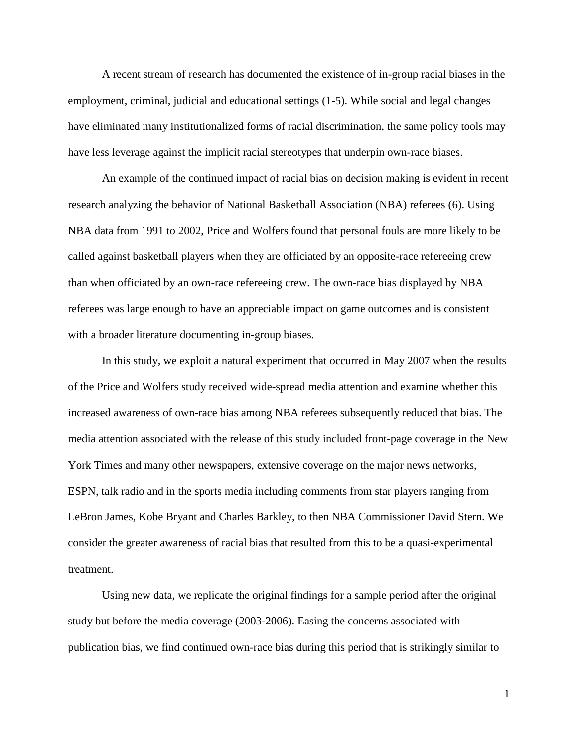A recent stream of research has documented the existence of in-group racial biases in the employment, criminal, judicial and educational settings (1-5). While social and legal changes have eliminated many institutionalized forms of racial discrimination, the same policy tools may have less leverage against the implicit racial stereotypes that underpin own-race biases.

An example of the continued impact of racial bias on decision making is evident in recent research analyzing the behavior of National Basketball Association (NBA) referees (6). Using NBA data from 1991 to 2002, Price and Wolfers found that personal fouls are more likely to be called against basketball players when they are officiated by an opposite-race refereeing crew than when officiated by an own-race refereeing crew. The own-race bias displayed by NBA referees was large enough to have an appreciable impact on game outcomes and is consistent with a broader literature documenting in-group biases.

In this study, we exploit a natural experiment that occurred in May 2007 when the results of the Price and Wolfers study received wide-spread media attention and examine whether this increased awareness of own-race bias among NBA referees subsequently reduced that bias. The media attention associated with the release of this study included front-page coverage in the New York Times and many other newspapers, extensive coverage on the major news networks, ESPN, talk radio and in the sports media including comments from star players ranging from LeBron James, Kobe Bryant and Charles Barkley, to then NBA Commissioner David Stern. We consider the greater awareness of racial bias that resulted from this to be a quasi-experimental treatment.

Using new data, we replicate the original findings for a sample period after the original study but before the media coverage (2003-2006). Easing the concerns associated with publication bias, we find continued own-race bias during this period that is strikingly similar to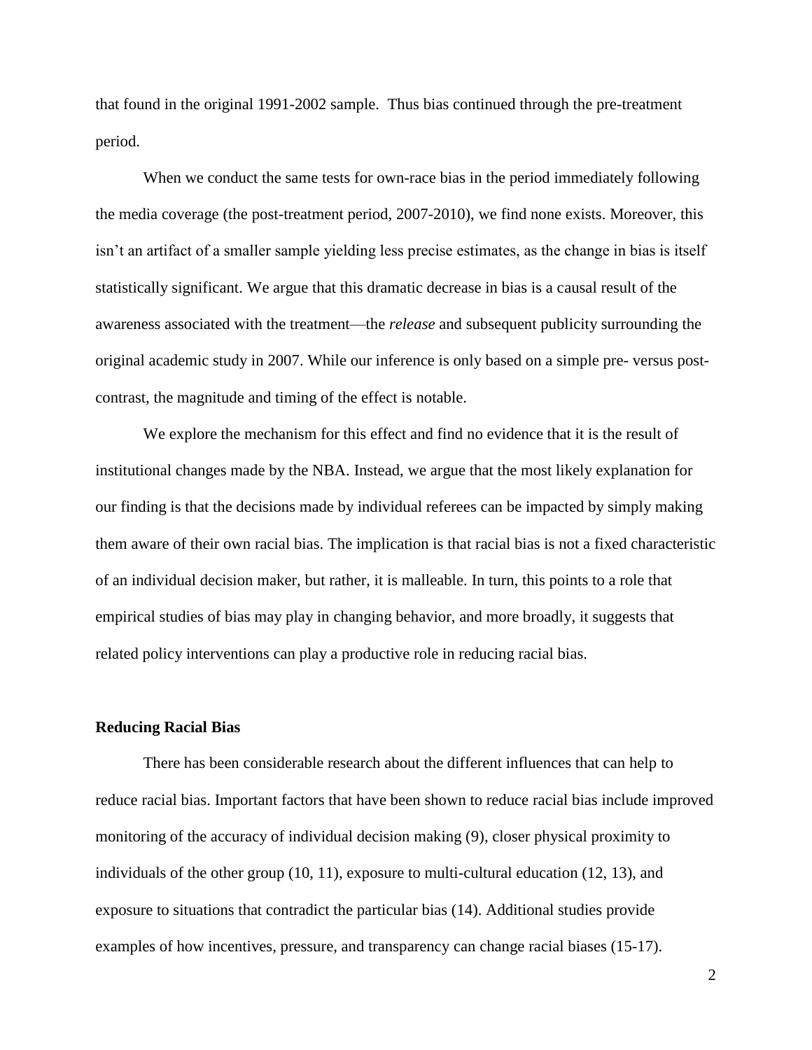that found in the original 1991-2002 sample. Thus bias continued through the pre-treatment period.

When we conduct the same tests for own-race bias in the period immediately following the media coverage (the post-treatment period, 2007-2010), we find none exists. Moreover, this isn't an artifact of a smaller sample yielding less precise estimates, as the change in bias is itself statistically significant. We argue that this dramatic decrease in bias is a causal result of the awareness associated with the treatment—the *release* and subsequent publicity surrounding the original academic study in 2007. While our inference is only based on a simple pre- versus post-contrast, the magnitude and timing of the effect is notable.

We explore the mechanism for this effect and find no evidence that it is the result of institutional changes made by the NBA. Instead, we argue that the most likely explanation for our finding is that the decisions made by individual referees can be impacted by simply making them aware of their own racial bias. The implication is that racial bias is not a fixed characteristic of an individual decision maker, but rather, it is malleable. In turn, this points to a role that empirical studies of bias may play in changing behavior, and more broadly, it suggests that related policy interventions can play a productive role in reducing racial bias.

## Reducing Racial Bias

There has been considerable research about the different influences that can help to reduce racial bias. Important factors that have been shown to reduce racial bias include improved monitoring of the accuracy of individual decision making (9), closer physical proximity to individuals of the other group (10, 11), exposure to multi-cultural education (12, 13), and exposure to situations that contradict the particular bias (14). Additional studies provide examples of how incentives, pressure, and transparency can change racial biases (15-17).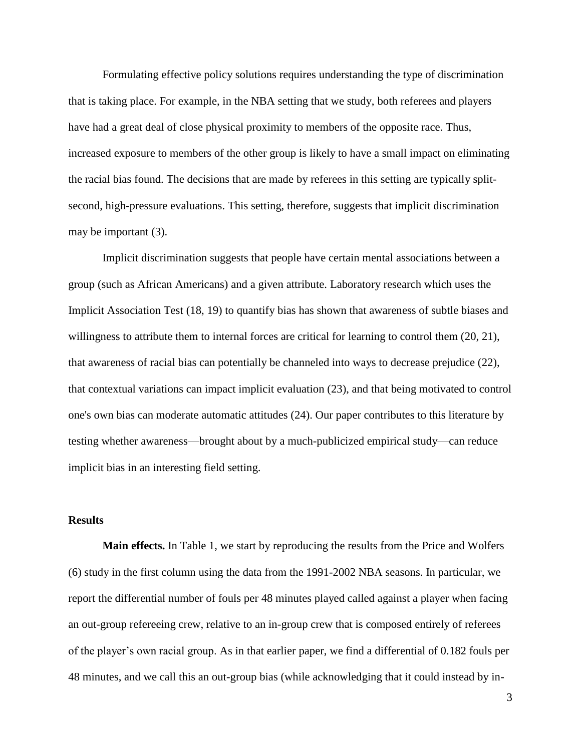Formulating effective policy solutions requires understanding the type of discrimination that is taking place. For example, in the NBA setting that we study, both referees and players have had a great deal of close physical proximity to members of the opposite race. Thus, increased exposure to members of the other group is likely to have a small impact on eliminating the racial bias found. The decisions that are made by referees in this setting are typically split-second, high-pressure evaluations. This setting, therefore, suggests that implicit discrimination may be important (3).

Implicit discrimination suggests that people have certain mental associations between a group (such as African Americans) and a given attribute. Laboratory research which uses the Implicit Association Test (18, 19) to quantify bias has shown that awareness of subtle biases and willingness to attribute them to internal forces are critical for learning to control them (20, 21), that awareness of racial bias can potentially be channeled into ways to decrease prejudice (22), that contextual variations can impact implicit evaluation (23), and that being motivated to control one's own bias can moderate automatic attitudes (24). Our paper contributes to this literature by testing whether awareness—brought about by a much-publicized empirical study—can reduce implicit bias in an interesting field setting.

## Results

**Main effects.** In Table 1, we start by reproducing the results from the Price and Wolfers (6) study in the first column using the data from the 1991-2002 NBA seasons. In particular, we report the differential number of fouls per 48 minutes played called against a player when facing an out-group refereeing crew, relative to an in-group crew that is composed entirely of referees of the player's own racial group. As in that earlier paper, we find a differential of 0.182 fouls per 48 minutes, and we call this an out-group bias (while acknowledging that it could instead by in-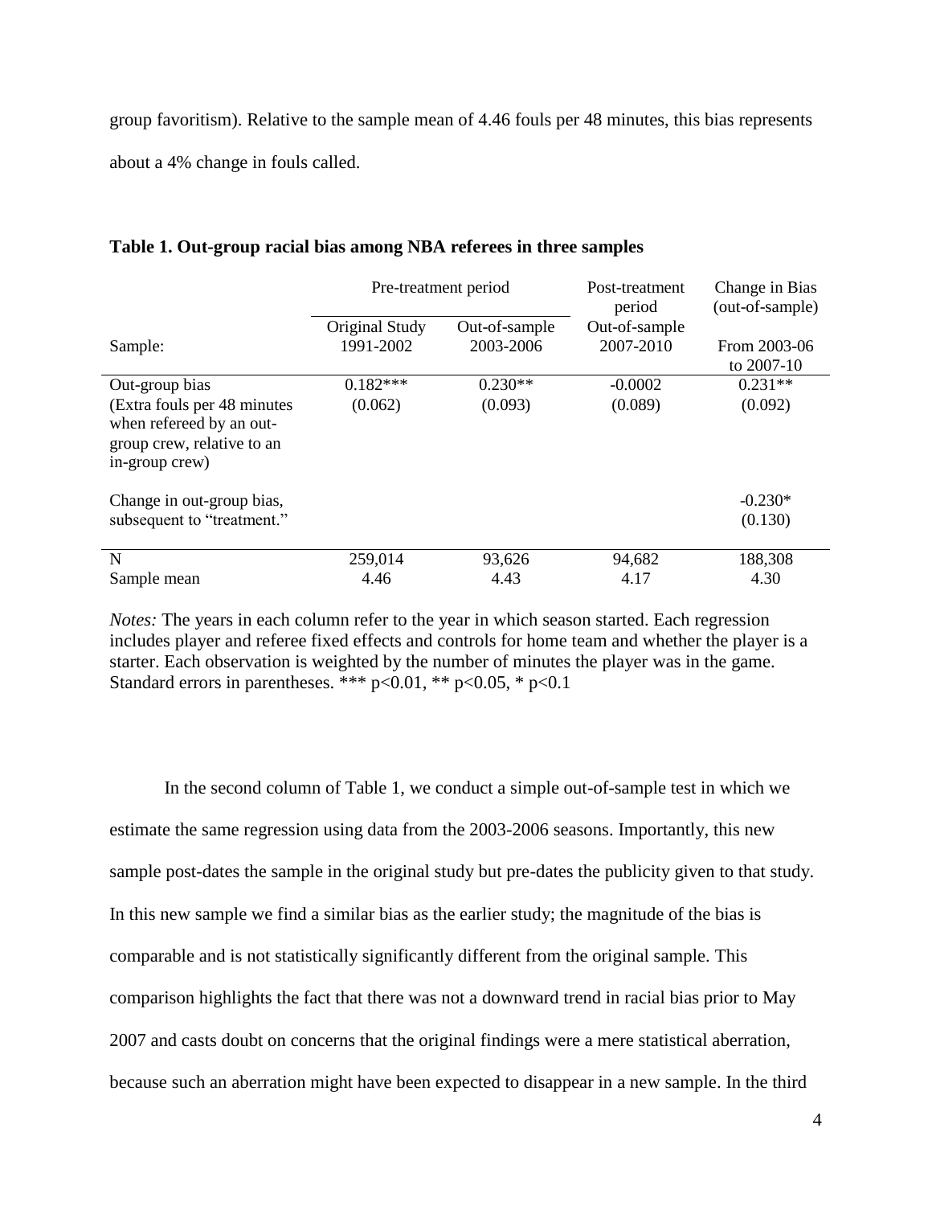group favoritism). Relative to the sample mean of 4.46 fouls per 48 minutes, this bias represents about a 4% change in fouls called.

**Table 1. Out-group racial bias among NBA referees in three samples**

| | Pre-treatment period | | Post-treatment period | Change in Bias (out-of-sample) |
|---|---|---|---|---|
| Sample: | Original Study 1991-2002 | Out-of-sample 2003-2006 | Out-of-sample 2007-2010 | From 2003-06 to 2007-10 |
| Out-group bias (Extra fouls per 48 minutes when refereed by an out-group crew, relative to an in-group crew) | 0.182*** (0.062) | 0.230** (0.093) | -0.0002 (0.089) | 0.231** (0.092) |
| Change in out-group bias, subsequent to "treatment." | | | | -0.230* (0.130) |
| N | 259,014 | 93,626 | 94,682 | 188,308 |
| Sample mean | 4.46 | 4.43 | 4.17 | 4.30 |

*Notes:* The years in each column refer to the year in which season started. Each regression includes player and referee fixed effects and controls for home team and whether the player is a starter. Each observation is weighted by the number of minutes the player was in the game. Standard errors in parentheses. *** $p<0.01$, ** $p<0.05$, * $p<0.1$

In the second column of Table 1, we conduct a simple out-of-sample test in which we estimate the same regression using data from the 2003-2006 seasons. Importantly, this new sample post-dates the sample in the original study but pre-dates the publicity given to that study. In this new sample we find a similar bias as the earlier study; the magnitude of the bias is comparable and is not statistically significantly different from the original sample. This comparison highlights the fact that there was not a downward trend in racial bias prior to May 2007 and casts doubt on concerns that the original findings were a mere statistical aberration, because such an aberration might have been expected to disappear in a new sample. In the third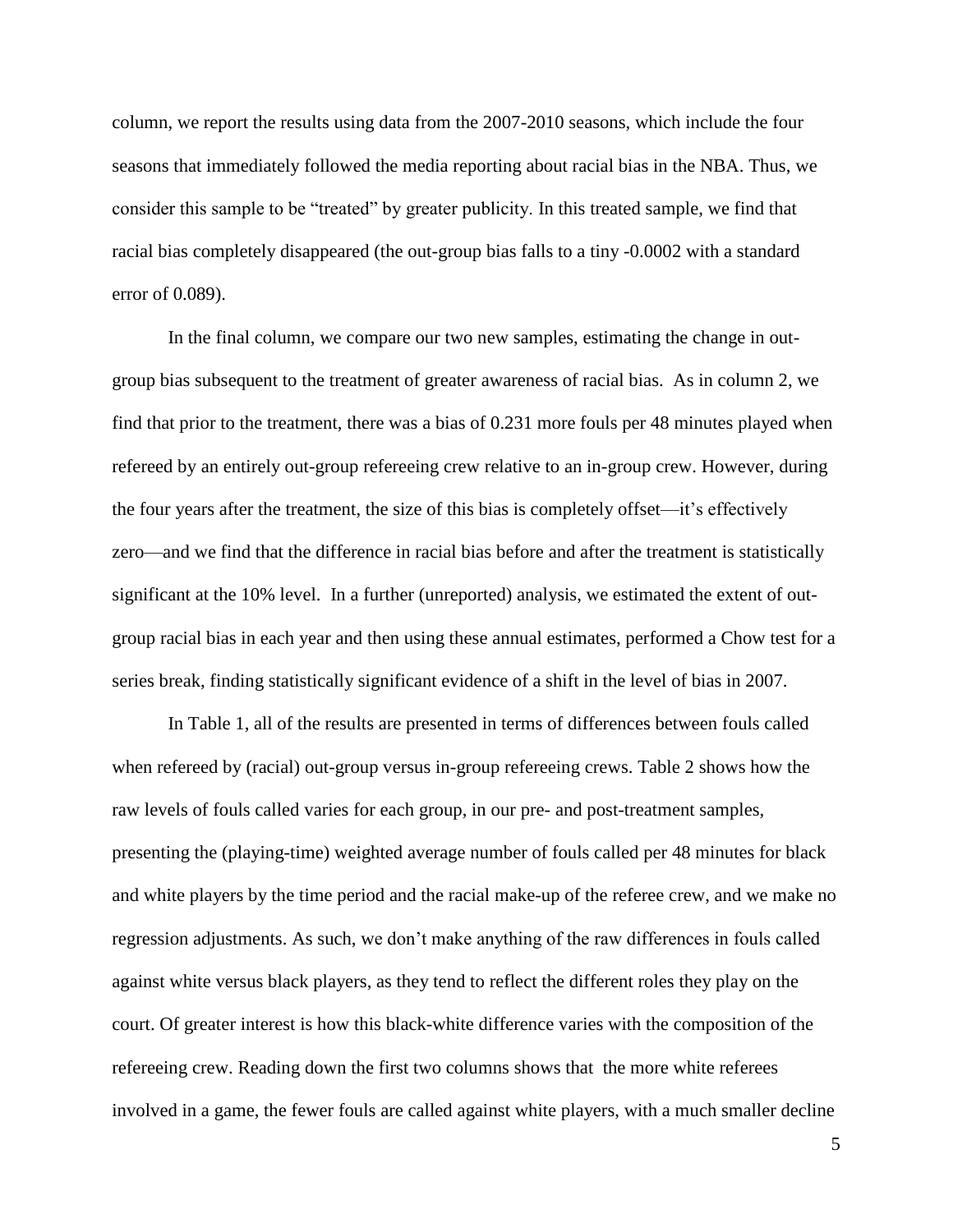column, we report the results using data from the 2007-2010 seasons, which include the four seasons that immediately followed the media reporting about racial bias in the NBA. Thus, we consider this sample to be "treated" by greater publicity. In this treated sample, we find that racial bias completely disappeared (the out-group bias falls to a tiny -0.0002 with a standard error of 0.089).

In the final column, we compare our two new samples, estimating the change in out-group bias subsequent to the treatment of greater awareness of racial bias. As in column 2, we find that prior to the treatment, there was a bias of 0.231 more fouls per 48 minutes played when refereed by an entirely out-group refereeing crew relative to an in-group crew. However, during the four years after the treatment, the size of this bias is completely offset—it's effectively zero—and we find that the difference in racial bias before and after the treatment is statistically significant at the 10% level. In a further (unreported) analysis, we estimated the extent of out-group racial bias in each year and then using these annual estimates, performed a Chow test for a series break, finding statistically significant evidence of a shift in the level of bias in 2007.

In Table 1, all of the results are presented in terms of differences between fouls called when refereed by (racial) out-group versus in-group refereeing crews. Table 2 shows how the raw levels of fouls called varies for each group, in our pre- and post-treatment samples, presenting the (playing-time) weighted average number of fouls called per 48 minutes for black and white players by the time period and the racial make-up of the referee crew, and we make no regression adjustments. As such, we don't make anything of the raw differences in fouls called against white versus black players, as they tend to reflect the different roles they play on the court. Of greater interest is how this black-white difference varies with the composition of the refereeing crew. Reading down the first two columns shows that the more white referees involved in a game, the fewer fouls are called against white players, with a much smaller decline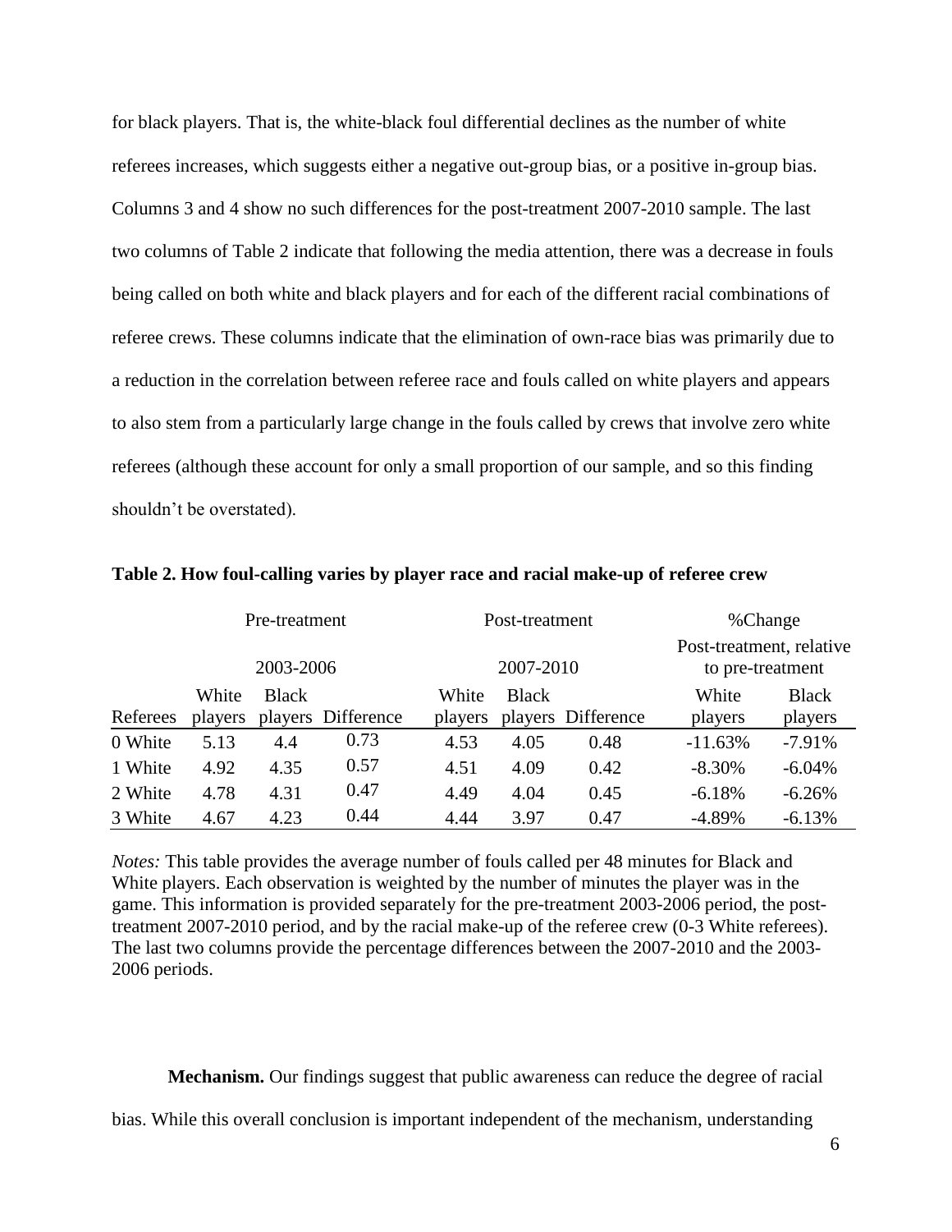for black players. That is, the white-black foul differential declines as the number of white referees increases, which suggests either a negative out-group bias, or a positive in-group bias. Columns 3 and 4 show no such differences for the post-treatment 2007-2010 sample. The last two columns of Table 2 indicate that following the media attention, there was a decrease in fouls being called on both white and black players and for each of the different racial combinations of referee crews. These columns indicate that the elimination of own-race bias was primarily due to a reduction in the correlation between referee race and fouls called on white players and appears to also stem from a particularly large change in the fouls called by crews that involve zero white referees (although these account for only a small proportion of our sample, and so this finding shouldn't be overstated).

**Table 2. How foul-calling varies by player race and racial make-up of referee crew**

| | Pre-treatment 2003-2006 | | | Post-treatment 2007-2010 | | | %Change Post-treatment, relative to pre-treatment | |
|---|---|---|---|---|---|---|---|---|
| Referees | White players | Black players | Difference | White players | Black players | Difference | White players | Black players |
| 0 White | 5.13 | 4.4 | 0.73 | 4.53 | 4.05 | 0.48 | -11.63% | -7.91% |
| 1 White | 4.92 | 4.35 | 0.57 | 4.51 | 4.09 | 0.42 | -8.30% | -6.04% |
| 2 White | 4.78 | 4.31 | 0.47 | 4.49 | 4.04 | 0.45 | -6.18% | -6.26% |
| 3 White | 4.67 | 4.23 | 0.44 | 4.44 | 3.97 | 0.47 | -4.89% | -6.13% |

*Notes:* This table provides the average number of fouls called per 48 minutes for Black and White players. Each observation is weighted by the number of minutes the player was in the game. This information is provided separately for the pre-treatment 2003-2006 period, the post-treatment 2007-2010 period, and by the racial make-up of the referee crew (0-3 White referees). The last two columns provide the percentage differences between the 2007-2010 and the 2003-2006 periods.

**Mechanism.** Our findings suggest that public awareness can reduce the degree of racial bias. While this overall conclusion is important independent of the mechanism, understanding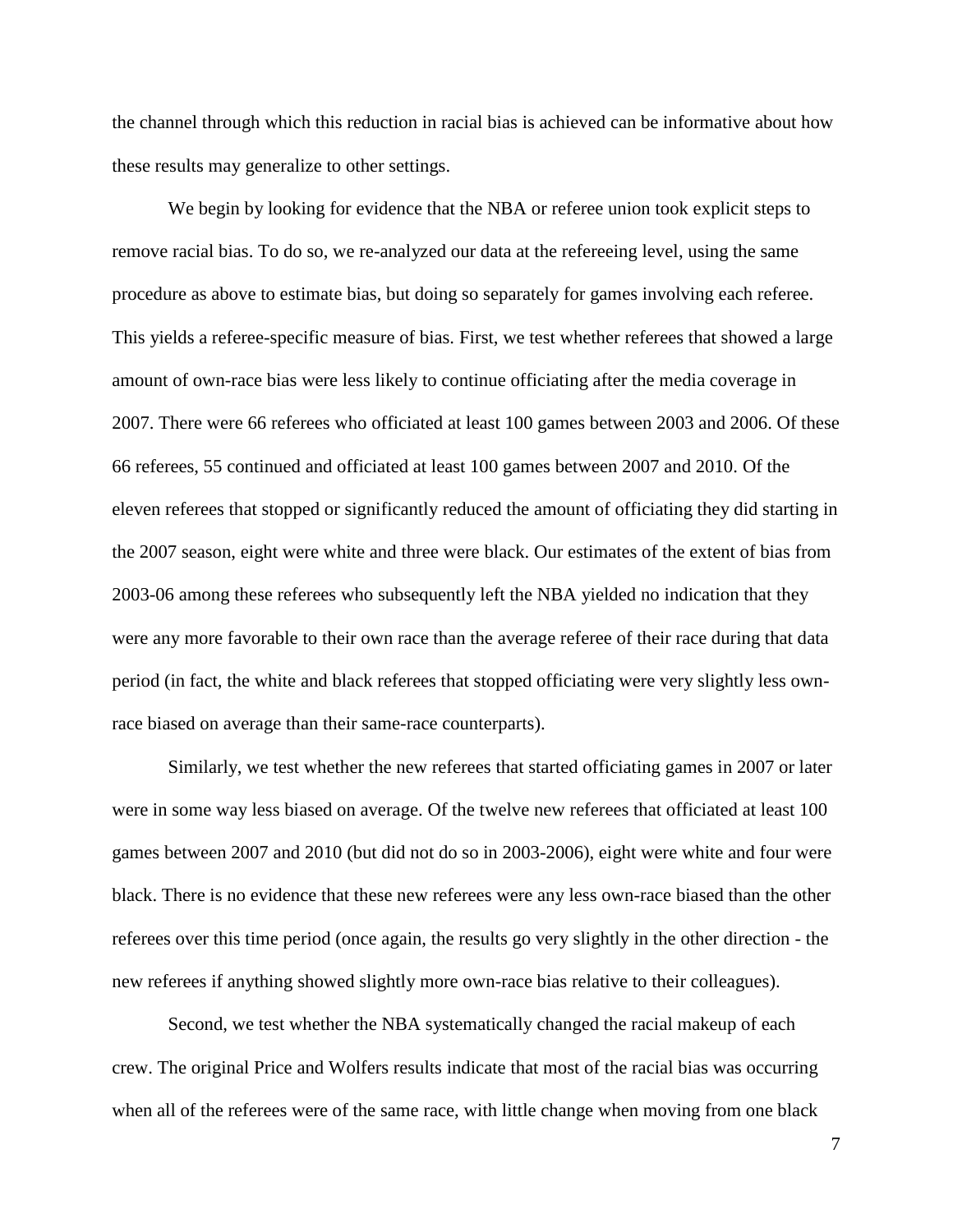the channel through which this reduction in racial bias is achieved can be informative about how these results may generalize to other settings.

We begin by looking for evidence that the NBA or referee union took explicit steps to remove racial bias. To do so, we re-analyzed our data at the refereeing level, using the same procedure as above to estimate bias, but doing so separately for games involving each referee. This yields a referee-specific measure of bias. First, we test whether referees that showed a large amount of own-race bias were less likely to continue officiating after the media coverage in 2007. There were 66 referees who officiated at least 100 games between 2003 and 2006. Of these 66 referees, 55 continued and officiated at least 100 games between 2007 and 2010. Of the eleven referees that stopped or significantly reduced the amount of officiating they did starting in the 2007 season, eight were white and three were black. Our estimates of the extent of bias from 2003-06 among these referees who subsequently left the NBA yielded no indication that they were any more favorable to their own race than the average referee of their race during that data period (in fact, the white and black referees that stopped officiating were very slightly less own-race biased on average than their same-race counterparts).

Similarly, we test whether the new referees that started officiating games in 2007 or later were in some way less biased on average. Of the twelve new referees that officiated at least 100 games between 2007 and 2010 (but did not do so in 2003-2006), eight were white and four were black. There is no evidence that these new referees were any less own-race biased than the other referees over this time period (once again, the results go very slightly in the other direction - the new referees if anything showed slightly more own-race bias relative to their colleagues).

Second, we test whether the NBA systematically changed the racial makeup of each crew. The original Price and Wolfers results indicate that most of the racial bias was occurring when all of the referees were of the same race, with little change when moving from one black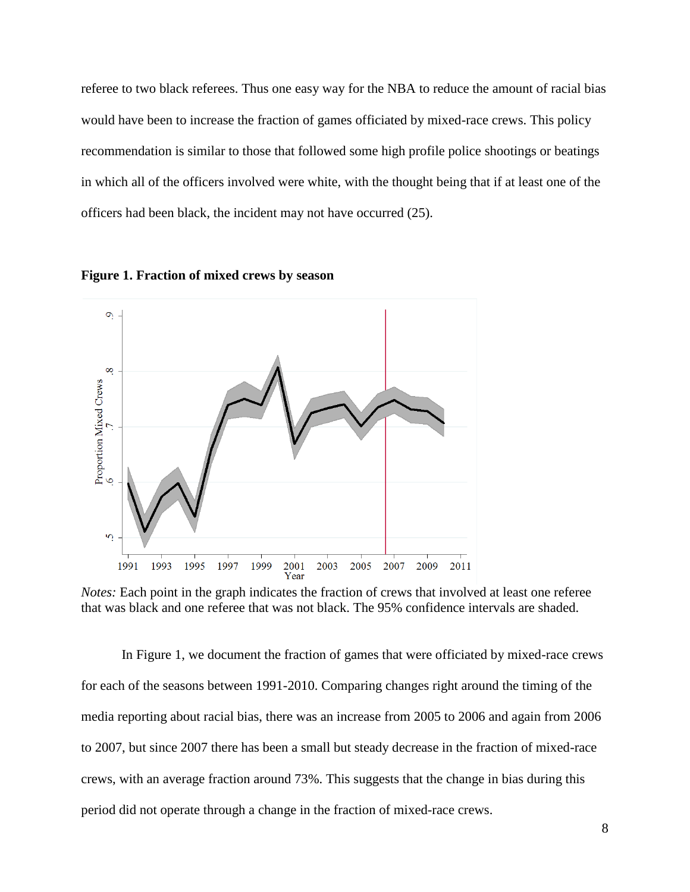referee to two black referees. Thus one easy way for the NBA to reduce the amount of racial bias would have been to increase the fraction of games officiated by mixed-race crews. This policy recommendation is similar to those that followed some high profile police shootings or beatings in which all of the officers involved were white, with the thought being that if at least one of the officers had been black, the incident may not have occurred (25).

**Figure 1. Fraction of mixed crews by season**

*Notes:* Each point in the graph indicates the fraction of crews that involved at least one referee that was black and one referee that was not black. The 95% confidence intervals are shaded.

In Figure 1, we document the fraction of games that were officiated by mixed-race crews for each of the seasons between 1991-2010. Comparing changes right around the timing of the media reporting about racial bias, there was an increase from 2005 to 2006 and again from 2006 to 2007, but since 2007 there has been a small but steady decrease in the fraction of mixed-race crews, with an average fraction around 73%. This suggests that the change in bias during this period did not operate through a change in the fraction of mixed-race crews.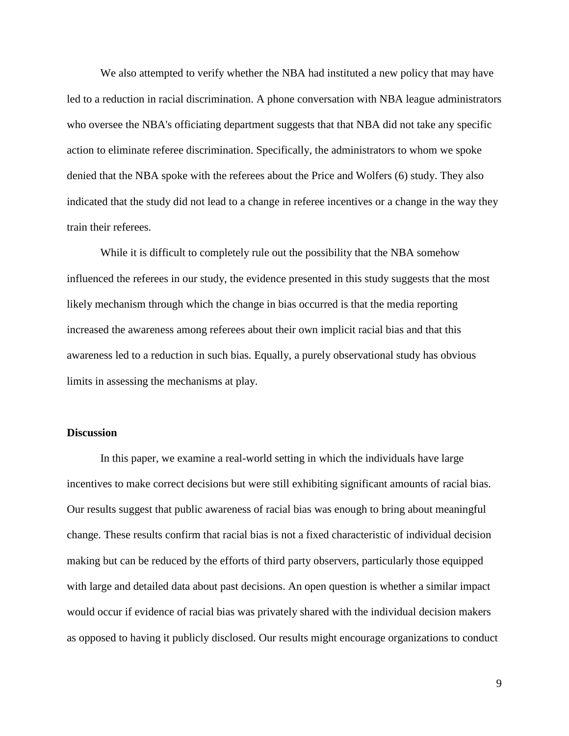We also attempted to verify whether the NBA had instituted a new policy that may have led to a reduction in racial discrimination. A phone conversation with NBA league administrators who oversee the NBA's officiating department suggests that that NBA did not take any specific action to eliminate referee discrimination. Specifically, the administrators to whom we spoke denied that the NBA spoke with the referees about the Price and Wolfers (6) study. They also indicated that the study did not lead to a change in referee incentives or a change in the way they train their referees.

While it is difficult to completely rule out the possibility that the NBA somehow influenced the referees in our study, the evidence presented in this study suggests that the most likely mechanism through which the change in bias occurred is that the media reporting increased the awareness among referees about their own implicit racial bias and that this awareness led to a reduction in such bias. Equally, a purely observational study has obvious limits in assessing the mechanisms at play.

**Discussion**

In this paper, we examine a real-world setting in which the individuals have large incentives to make correct decisions but were still exhibiting significant amounts of racial bias. Our results suggest that public awareness of racial bias was enough to bring about meaningful change. These results confirm that racial bias is not a fixed characteristic of individual decision making but can be reduced by the efforts of third party observers, particularly those equipped with large and detailed data about past decisions. An open question is whether a similar impact would occur if evidence of racial bias was privately shared with the individual decision makers as opposed to having it publicly disclosed. Our results might encourage organizations to conduct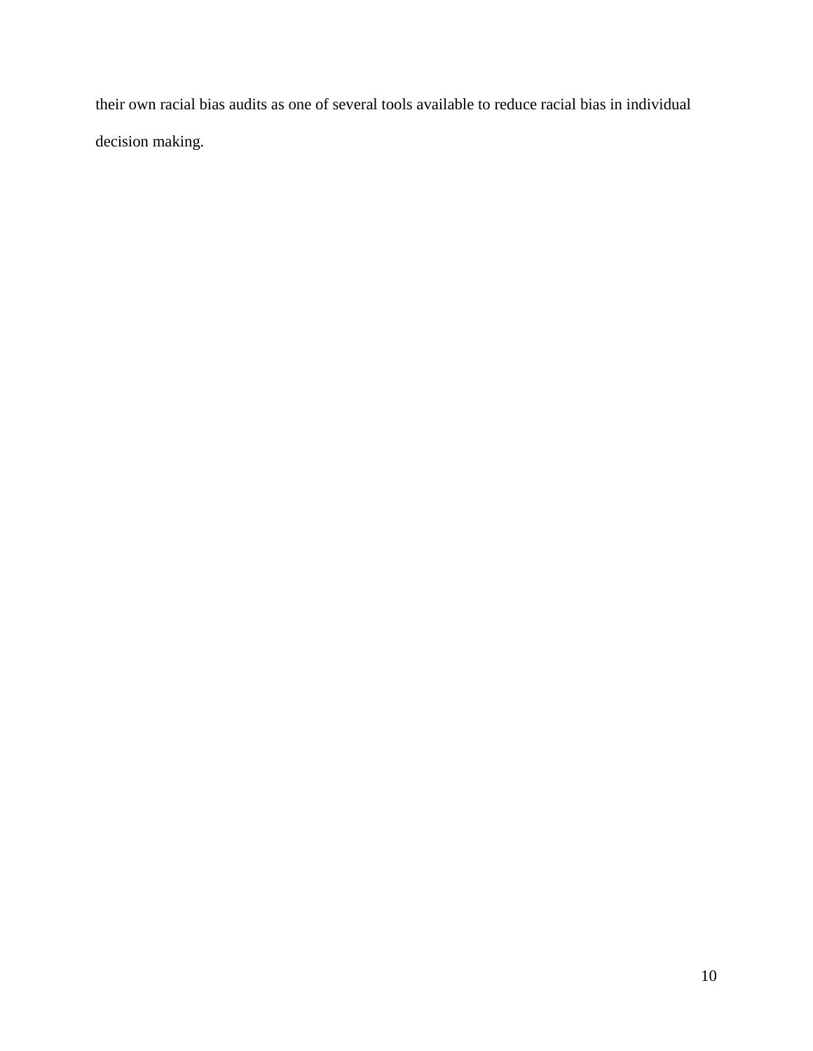their own racial bias audits as one of several tools available to reduce racial bias in individual decision making.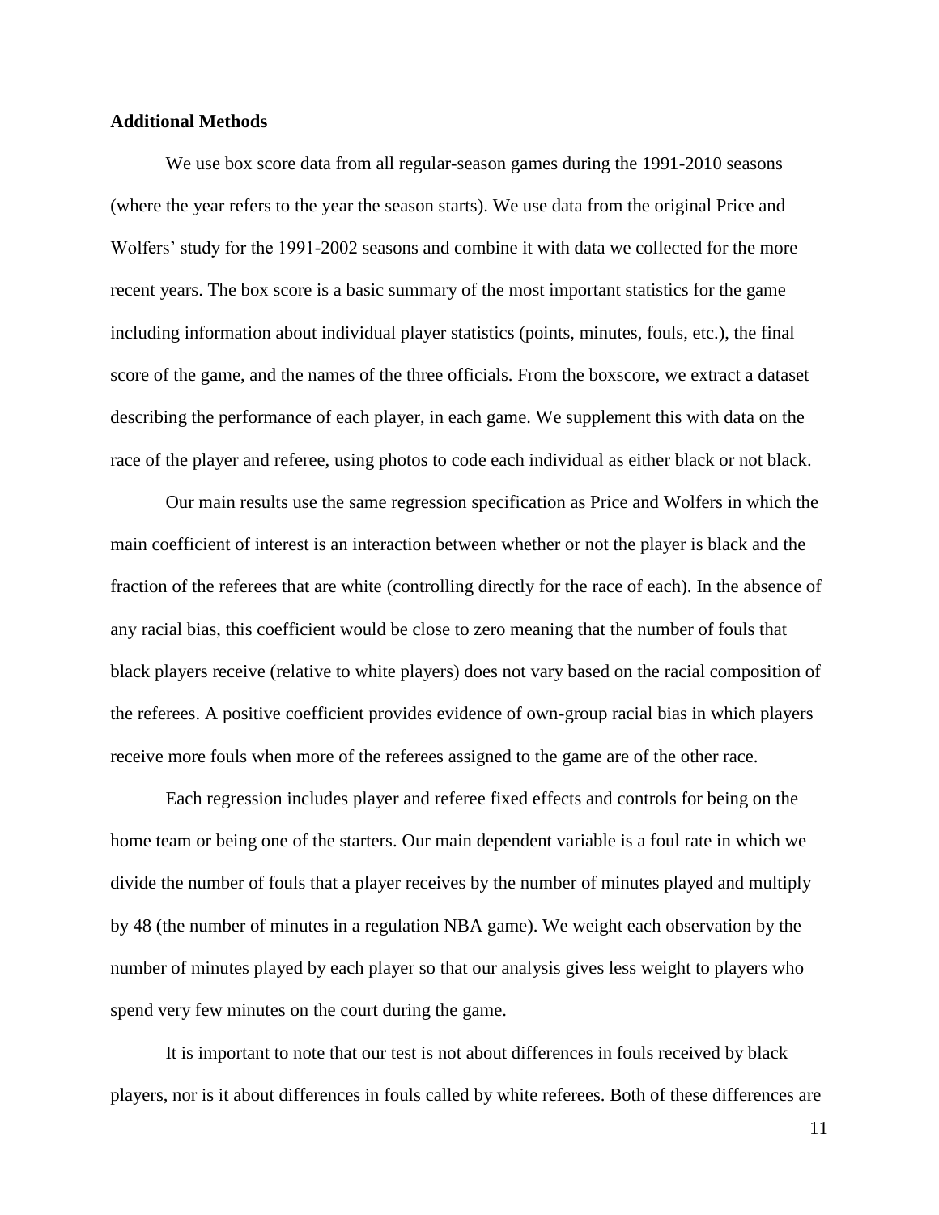**Additional Methods**

We use box score data from all regular-season games during the 1991-2010 seasons (where the year refers to the year the season starts). We use data from the original Price and Wolfers' study for the 1991-2002 seasons and combine it with data we collected for the more recent years. The box score is a basic summary of the most important statistics for the game including information about individual player statistics (points, minutes, fouls, etc.), the final score of the game, and the names of the three officials. From the boxscore, we extract a dataset describing the performance of each player, in each game. We supplement this with data on the race of the player and referee, using photos to code each individual as either black or not black.

Our main results use the same regression specification as Price and Wolfers in which the main coefficient of interest is an interaction between whether or not the player is black and the fraction of the referees that are white (controlling directly for the race of each). In the absence of any racial bias, this coefficient would be close to zero meaning that the number of fouls that black players receive (relative to white players) does not vary based on the racial composition of the referees. A positive coefficient provides evidence of own-group racial bias in which players receive more fouls when more of the referees assigned to the game are of the other race.

Each regression includes player and referee fixed effects and controls for being on the home team or being one of the starters. Our main dependent variable is a foul rate in which we divide the number of fouls that a player receives by the number of minutes played and multiply by 48 (the number of minutes in a regulation NBA game). We weight each observation by the number of minutes played by each player so that our analysis gives less weight to players who spend very few minutes on the court during the game.

It is important to note that our test is not about differences in fouls received by black players, nor is it about differences in fouls called by white referees. Both of these differences are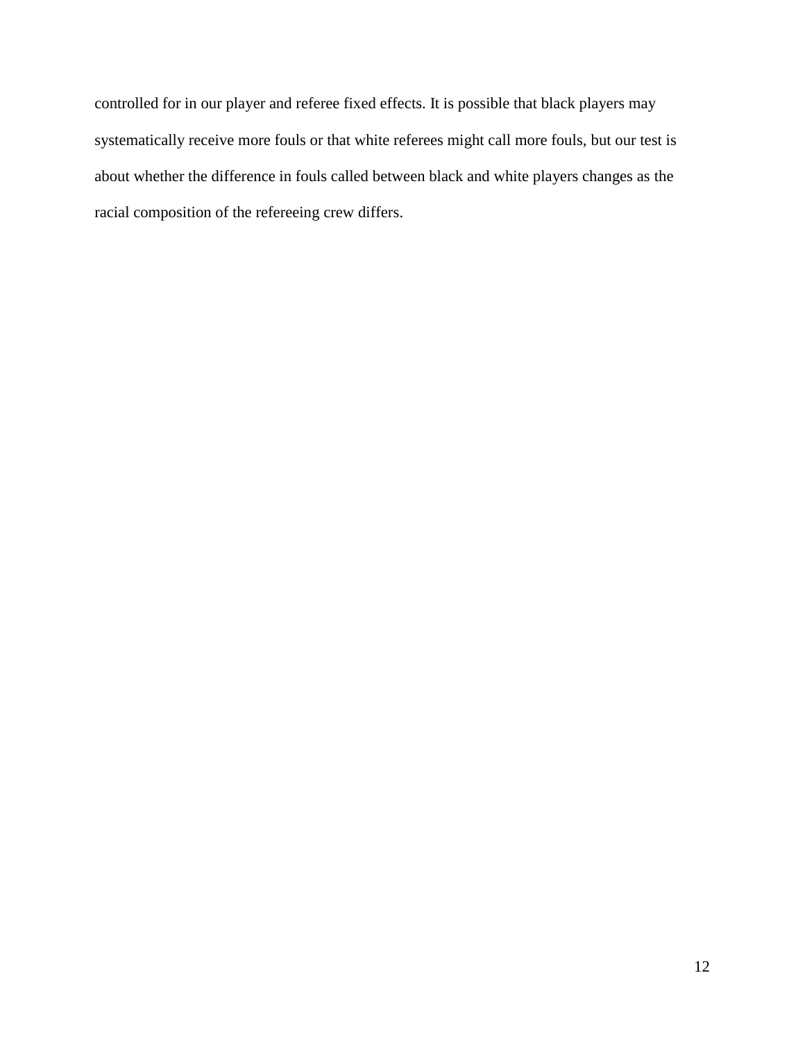controlled for in our player and referee fixed effects. It is possible that black players may systematically receive more fouls or that white referees might call more fouls, but our test is about whether the difference in fouls called between black and white players changes as the racial composition of the refereeing crew differs.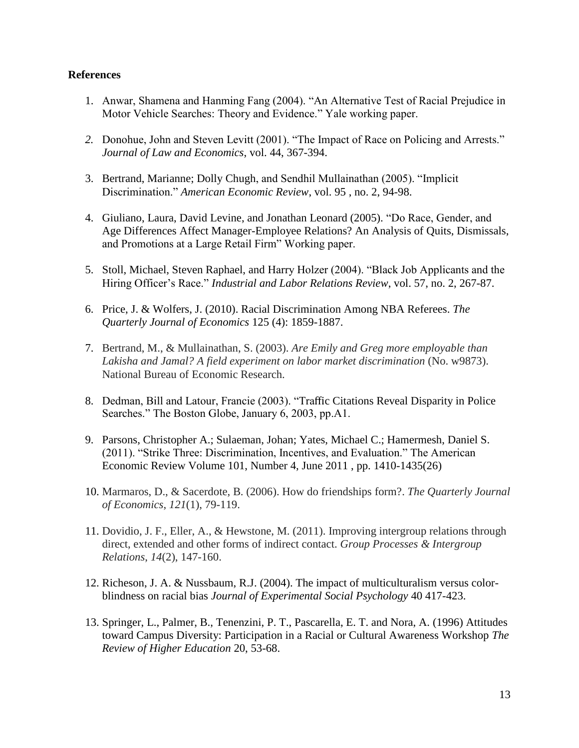**References**

1. Anwar, Shamena and Hanming Fang (2004). "An Alternative Test of Racial Prejudice in Motor Vehicle Searches: Theory and Evidence." Yale working paper.

2. Donohue, John and Steven Levitt (2001). "The Impact of Race on Policing and Arrests." *Journal of Law and Economics*, vol. 44, 367-394.

3. Bertrand, Marianne; Dolly Chugh, and Sendhil Mullainathan (2005). "Implicit Discrimination." *American Economic Review*, vol. 95 , no. 2, 94-98.

4. Giuliano, Laura, David Levine, and Jonathan Leonard (2005). "Do Race, Gender, and Age Differences Affect Manager-Employee Relations? An Analysis of Quits, Dismissals, and Promotions at a Large Retail Firm" Working paper.

5. Stoll, Michael, Steven Raphael, and Harry Holzer (2004). "Black Job Applicants and the Hiring Officer's Race." *Industrial and Labor Relations Review*, vol. 57, no. 2, 267-87.

6. Price, J. & Wolfers, J. (2010). Racial Discrimination Among NBA Referees. *The Quarterly Journal of Economics* 125 (4): 1859-1887.

7. Bertrand, M., & Mullainathan, S. (2003). *Are Emily and Greg more employable than Lakisha and Jamal? A field experiment on labor market discrimination* (No. w9873). National Bureau of Economic Research.

8. Dedman, Bill and Latour, Francie (2003). "Traffic Citations Reveal Disparity in Police Searches." The Boston Globe, January 6, 2003, pp.A1.

9. Parsons, Christopher A.; Sulaeman, Johan; Yates, Michael C.; Hamermesh, Daniel S. (2011). "Strike Three: Discrimination, Incentives, and Evaluation." The American Economic Review Volume 101, Number 4, June 2011 , pp. 1410-1435(26)

10. Marmaros, D., & Sacerdote, B. (2006). How do friendships form?. *The Quarterly Journal of Economics*, *121*(1), 79-119.

11. Dovidio, J. F., Eller, A., & Hewstone, M. (2011). Improving intergroup relations through direct, extended and other forms of indirect contact. *Group Processes & Intergroup Relations*, *14*(2), 147-160.

12. Richeson, J. A. & Nussbaum, R.J. (2004). The impact of multiculturalism versus color-blindness on racial bias *Journal of Experimental Social Psychology* 40 417-423.

13. Springer, L., Palmer, B., Tenenzini, P. T., Pascarella, E. T. and Nora, A. (1996) Attitudes toward Campus Diversity: Participation in a Racial or Cultural Awareness Workshop *The Review of Higher Education* 20, 53-68.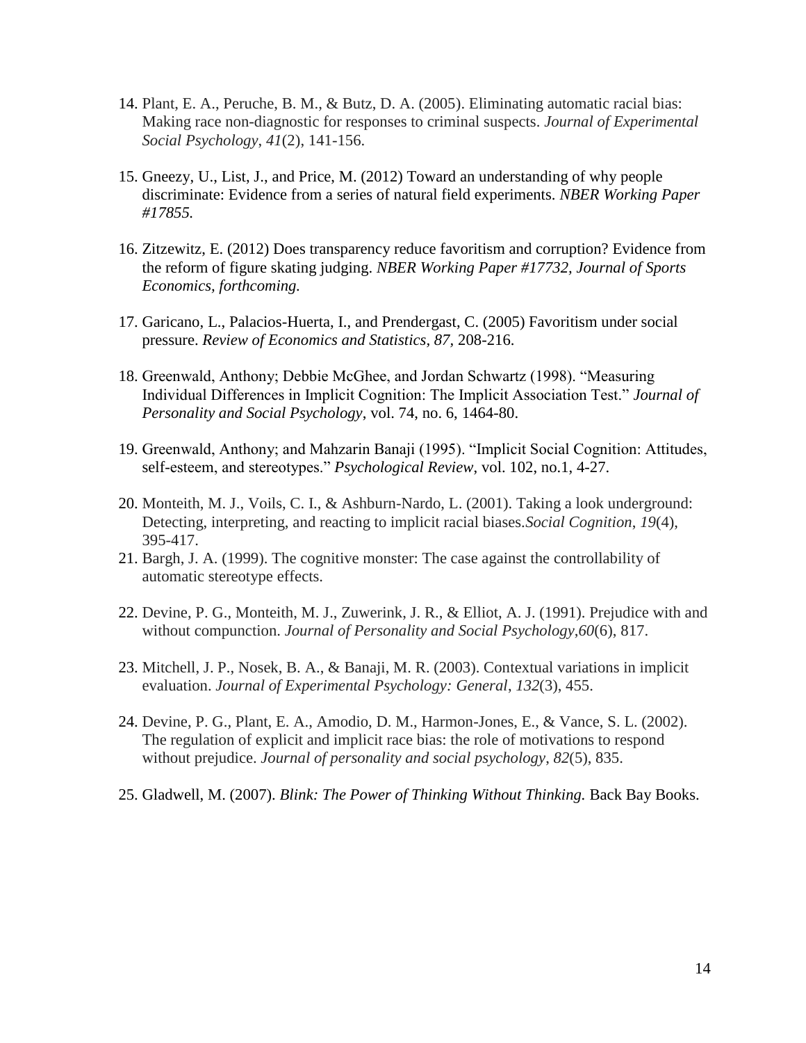14. Plant, E. A., Peruche, B. M., & Butz, D. A. (2005). Eliminating automatic racial bias: Making race non-diagnostic for responses to criminal suspects. *Journal of Experimental Social Psychology*, *41*(2), 141-156.

15. Gneezy, U., List, J., and Price, M. (2012) Toward an understanding of why people discriminate: Evidence from a series of natural field experiments. *NBER Working Paper #17855.*

16. Zitzewitz, E. (2012) Does transparency reduce favoritism and corruption? Evidence from the reform of figure skating judging. *NBER Working Paper #17732, Journal of Sports Economics, forthcoming.*

17. Garicano, L., Palacios-Huerta, I., and Prendergast, C. (2005) Favoritism under social pressure. *Review of Economics and Statistics, 87,* 208-216.

18. Greenwald, Anthony; Debbie McGhee, and Jordan Schwartz (1998). "Measuring Individual Differences in Implicit Cognition: The Implicit Association Test." *Journal of Personality and Social Psychology*, vol. 74, no. 6, 1464-80.

19. Greenwald, Anthony; and Mahzarin Banaji (1995). "Implicit Social Cognition: Attitudes, self-esteem, and stereotypes." *Psychological Review*, vol. 102, no.1, 4-27.

20. Monteith, M. J., Voils, C. I., & Ashburn-Nardo, L. (2001). Taking a look underground: Detecting, interpreting, and reacting to implicit racial biases.*Social Cognition*, *19*(4), 395-417.

21. Bargh, J. A. (1999). The cognitive monster: The case against the controllability of automatic stereotype effects.

22. Devine, P. G., Monteith, M. J., Zuwerink, J. R., & Elliot, A. J. (1991). Prejudice with and without compunction. *Journal of Personality and Social Psychology*,*60*(6), 817.

23. Mitchell, J. P., Nosek, B. A., & Banaji, M. R. (2003). Contextual variations in implicit evaluation. *Journal of Experimental Psychology: General*, *132*(3), 455.

24. Devine, P. G., Plant, E. A., Amodio, D. M., Harmon-Jones, E., & Vance, S. L. (2002). The regulation of explicit and implicit race bias: the role of motivations to respond without prejudice. *Journal of personality and social psychology*, *82*(5), 835.

25. Gladwell, M. (2007). *Blink: The Power of Thinking Without Thinking.* Back Bay Books.